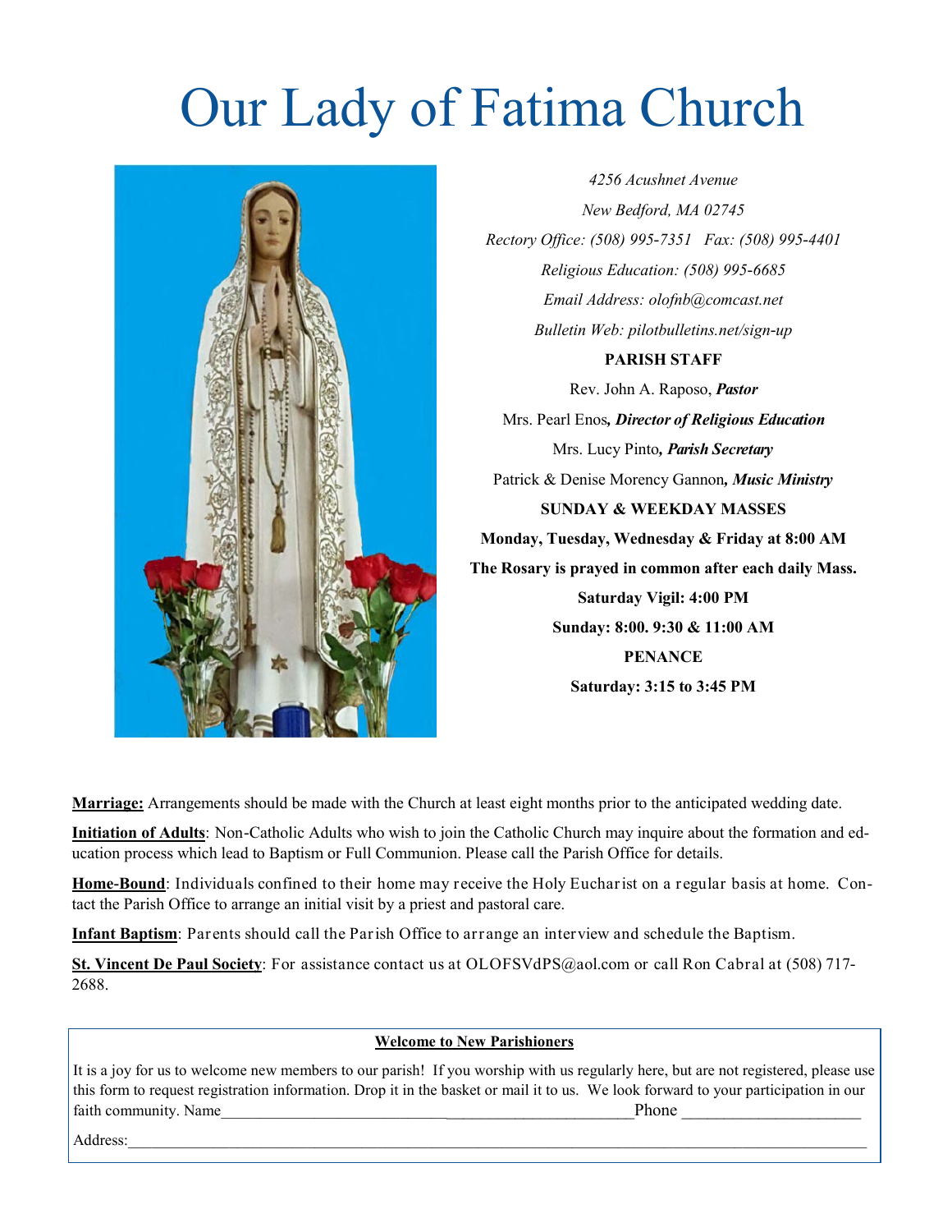# Our Lady of Fatima Church

*4256 Acushnet Avenue*

*New Bedford, MA 02745*

*Rectory Office: (508) 995-7351 Fax: (508) 995-4401*

*Religious Education: (508) 995-6685*

*Email Address: olofnb@comcast.net*

*Bulletin Web: pilotbulletins.net/sign-up*

**PARISH STAFF**

Rev. John A. Raposo, ***Pastor***

Mrs. Pearl Enos***, Director of Religious Education***

Mrs. Lucy Pinto***, Parish Secretary***

Patrick & Denise Morency Gannon***, Music Ministry***

**SUNDAY & WEEKDAY MASSES**

**Monday, Tuesday, Wednesday & Friday at 8:00 AM**

**The Rosary is prayed in common after each daily Mass.**

**Saturday Vigil: 4:00 PM**

**Sunday: 8:00. 9:30 & 11:00 AM**

**PENANCE**

**Saturday: 3:15 to 3:45 PM**

**Marriage:** Arrangements should be made with the Church at least eight months prior to the anticipated wedding date.

**Initiation of Adults**: Non-Catholic Adults who wish to join the Catholic Church may inquire about the formation and education process which lead to Baptism or Full Communion. Please call the Parish Office for details.

**Home-Bound**: Individuals confined to their home may receive the Holy Eucharist on a regular basis at home. Contact the Parish Office to arrange an initial visit by a priest and pastoral care.

**Infant Baptism**: Parents should call the Parish Office to arrange an interview and schedule the Baptism.

**St. Vincent De Paul Society**: For assistance contact us at OLOFSVdPS@aol.com or call Ron Cabral at (508) 717-2688.

**Welcome to New Parishioners**

It is a joy for us to welcome new members to our parish! If you worship with us regularly here, but are not registered, please use this form to request registration information. Drop it in the basket or mail it to us. We look forward to your participation in our faith community. Name___________________________________________________Phone ______________________

Address:___________________________________________________________________________________________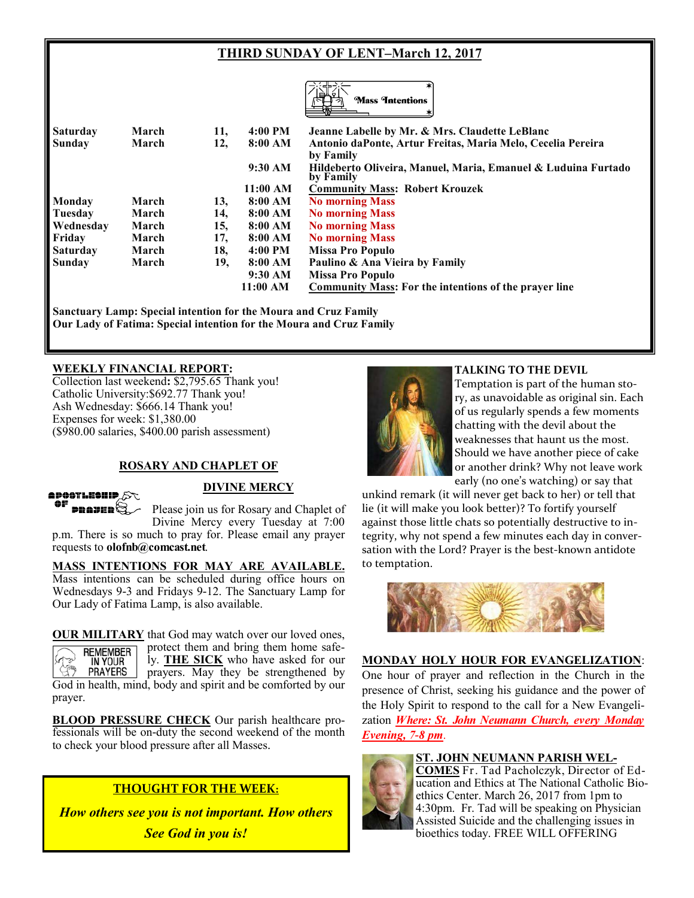## THIRD SUNDAY OF LENT–March 12, 2017

### Mass Intentions

| Day | Month | Date | Time | Intention |
|---|---|---|---|---|
| Saturday | March | 11, | 4:00 PM | Jeanne Labelle by Mr. & Mrs. Claudette LeBlanc |
| Sunday | March | 12, | 8:00 AM | Antonio daPonte, Artur Freitas, Maria Melo, Cecelia Pereira by Family |
| | | | 9:30 AM | Hildeberto Oliveira, Manuel, Maria, Emanuel & Luduina Furtado by Family |
| | | | 11:00 AM | Community Mass: Robert Krouzek |
| Monday | March | 13, | 8:00 AM | No morning Mass |
| Tuesday | March | 14, | 8:00 AM | No morning Mass |
| Wednesday | March | 15, | 8:00 AM | No morning Mass |
| Friday | March | 17, | 8:00 AM | No morning Mass |
| Saturday | March | 18, | 4:00 PM | Missa Pro Populo |
| Sunday | March | 19, | 8:00 AM | Paulino & Ana Vieira by Family |
| | | | 9:30 AM | Missa Pro Populo |
| | | | 11:00 AM | Community Mass: For the intentions of the prayer line |

**Sanctuary Lamp: Special intention for the Moura and Cruz Family**
**Our Lady of Fatima: Special intention for the Moura and Cruz Family**

**WEEKLY FINANCIAL REPORT:**
Collection last weekend**:** $2,795.65 Thank you!
Catholic University:$692.77 Thank you!
Ash Wednesday: $666.14 Thank you!
Expenses for week: $1,380.00
($980.00 salaries, $400.00 parish assessment)

**ROSARY AND CHAPLET OF DIVINE MERCY**

Please join us for Rosary and Chaplet of Divine Mercy every Tuesday at 7:00 p.m. There is so much to pray for. Please email any prayer requests to **olofnb@comcast.net**.

**MASS INTENTIONS FOR MAY ARE AVAILABLE.** Mass intentions can be scheduled during office hours on Wednesdays 9-3 and Fridays 9-12. The Sanctuary Lamp for Our Lady of Fatima Lamp, is also available.

**OUR MILITARY** that God may watch over our loved ones, protect them and bring them home safely. **THE SICK** who have asked for our prayers. May they be strengthened by God in health, mind, body and spirit and be comforted by our prayer.

**BLOOD PRESSURE CHECK** Our parish healthcare professionals will be on-duty the second weekend of the month to check your blood pressure after all Masses.

**THOUGHT FOR THE WEEK:**

***How others see you is not important. How others See God in you is!***

**TALKING TO THE DEVIL**
Temptation is part of the human story, as unavoidable as original sin. Each of us regularly spends a few moments chatting with the devil about the weaknesses that haunt us the most. Should we have another piece of cake or another drink? Why not leave work early (no one's watching) or say that unkind remark (it will never get back to her) or tell that lie (it will make you look better)? To fortify yourself against those little chats so potentially destructive to integrity, why not spend a few minutes each day in conversation with the Lord? Prayer is the best-known antidote to temptation.

**MONDAY HOLY HOUR FOR EVANGELIZATION**: One hour of prayer and reflection in the Church in the presence of Christ, seeking his guidance and the power of the Holy Spirit to respond to the call for a New Evangelization ***Where: St. John Neumann Church, every Monday Evening, 7-8 pm***.

**ST. JOHN NEUMANN PARISH WELCOMES** Fr. Tad Pacholczyk, Director of Education and Ethics at The National Catholic Bioethics Center. March 26, 2017 from 1pm to 4:30pm. Fr. Tad will be speaking on Physician Assisted Suicide and the challenging issues in bioethics today. FREE WILL OFFERING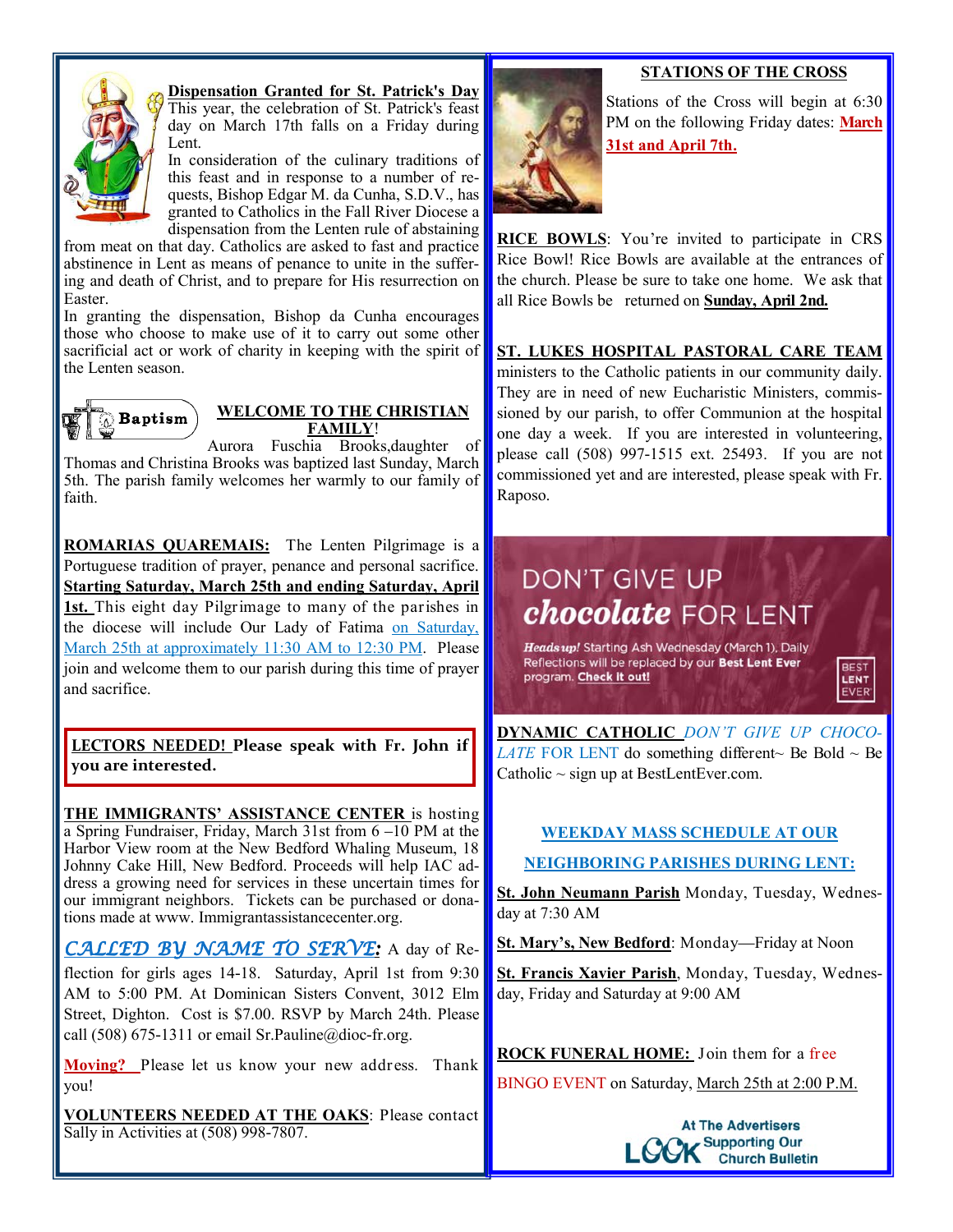**Dispensation Granted for St. Patrick's Day**

This year, the celebration of St. Patrick's feast day on March 17th falls on a Friday during Lent.

In consideration of the culinary traditions of this feast and in response to a number of requests, Bishop Edgar M. da Cunha, S.D.V., has granted to Catholics in the Fall River Diocese a dispensation from the Lenten rule of abstaining from meat on that day. Catholics are asked to fast and practice abstinence in Lent as means of penance to unite in the suffering and death of Christ, and to prepare for His resurrection on Easter.

In granting the dispensation, Bishop da Cunha encourages those who choose to make use of it to carry out some other sacrificial act or work of charity in keeping with the spirit of the Lenten season.

Baptism

**WELCOME TO THE CHRISTIAN FAMILY!**

Aurora Fuschia Brooks,daughter of Thomas and Christina Brooks was baptized last Sunday, March 5th. The parish family welcomes her warmly to our family of faith.

**ROMARIAS QUAREMAIS:** The Lenten Pilgrimage is a Portuguese tradition of prayer, penance and personal sacrifice. **Starting Saturday, March 25th and ending Saturday, April 1st.** This eight day Pilgrimage to many of the parishes in the diocese will include Our Lady of Fatima on Saturday, March 25th at approximately 11:30 AM to 12:30 PM. Please join and welcome them to our parish during this time of prayer and sacrifice.

**LECTORS NEEDED! Please speak with Fr. John if you are interested.**

**THE IMMIGRANTS' ASSISTANCE CENTER** is hosting a Spring Fundraiser, Friday, March 31st from 6 –10 PM at the Harbor View room at the New Bedford Whaling Museum, 18 Johnny Cake Hill, New Bedford. Proceeds will help IAC address a growing need for services in these uncertain times for our immigrant neighbors. Tickets can be purchased or donations made at www. Immigrantassistancecenter.org.

***CALLED BY NAME TO SERVE:*** A day of Reflection for girls ages 14-18. Saturday, April 1st from 9:30 AM to 5:00 PM. At Dominican Sisters Convent, 3012 Elm Street, Dighton. Cost is $7.00. RSVP by March 24th. Please call (508) 675-1311 or email Sr.Pauline@dioc-fr.org.

**Moving?** Please let us know your new address. Thank you!

**VOLUNTEERS NEEDED AT THE OAKS**: Please contact Sally in Activities at (508) 998-7807.

**STATIONS OF THE CROSS**

Stations of the Cross will begin at 6:30 PM on the following Friday dates: **March 31st and April 7th.**

**RICE BOWLS**: You're invited to participate in CRS Rice Bowl! Rice Bowls are available at the entrances of the church. Please be sure to take one home. We ask that all Rice Bowls be returned on **Sunday, April 2nd.**

**ST. LUKES HOSPITAL PASTORAL CARE TEAM** ministers to the Catholic patients in our community daily. They are in need of new Eucharistic Ministers, commissioned by our parish, to offer Communion at the hospital one day a week. If you are interested in volunteering, please call (508) 997-1515 ext. 25493. If you are not commissioned yet and are interested, please speak with Fr. Raposo.

DON'T GIVE UP *chocolate* FOR LENT

*Heads up!* Starting Ash Wednesday (March 1), Daily Reflections will be replaced by our **Best Lent Ever** program. **Check it out!**

BEST LENT EVER

**DYNAMIC CATHOLIC** *DON'T GIVE UP CHOCOLATE* FOR LENT do something different~ Be Bold ~ Be Catholic ~ sign up at BestLentEver.com.

**WEEKDAY MASS SCHEDULE AT OUR NEIGHBORING PARISHES DURING LENT:**

**St. John Neumann Parish** Monday, Tuesday, Wednesday at 7:30 AM

**St. Mary's, New Bedford**: Monday—Friday at Noon

**St. Francis Xavier Parish**, Monday, Tuesday, Wednesday, Friday and Saturday at 9:00 AM

**ROCK FUNERAL HOME:** Join them for a free BINGO EVENT on Saturday, March 25th at 2:00 P.M.

LOOK At The Advertisers Supporting Our Church Bulletin